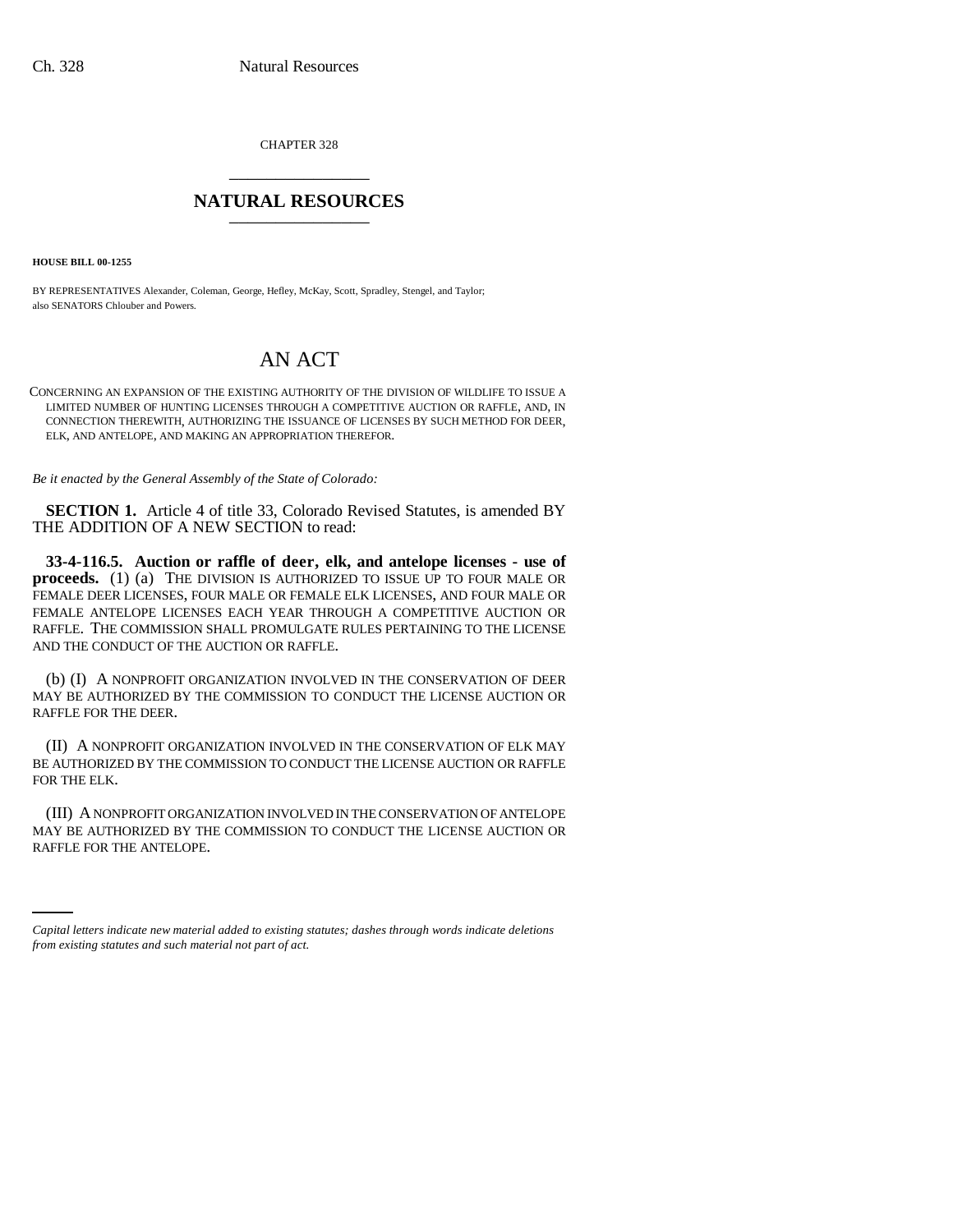CHAPTER 328

## NATURAL RESOURCES

**HOUSE BILL 00-1255**

BY REPRESENTATIVES Alexander, Coleman, George, Hefley, McKay, Scott, Spradley, Stengel, and Taylor; also SENATORS Chlouber and Powers.

# AN ACT

CONCERNING AN EXPANSION OF THE EXISTING AUTHORITY OF THE DIVISION OF WILDLIFE TO ISSUE A LIMITED NUMBER OF HUNTING LICENSES THROUGH A COMPETITIVE AUCTION OR RAFFLE, AND, IN CONNECTION THEREWITH, AUTHORIZING THE ISSUANCE OF LICENSES BY SUCH METHOD FOR DEER, ELK, AND ANTELOPE, AND MAKING AN APPROPRIATION THEREFOR.

*Be it enacted by the General Assembly of the State of Colorado:*

**SECTION 1.** Article 4 of title 33, Colorado Revised Statutes, is amended BY THE ADDITION OF A NEW SECTION to read:

**33-4-116.5. Auction or raffle of deer, elk, and antelope licenses - use of proceeds.** (1) (a) THE DIVISION IS AUTHORIZED TO ISSUE UP TO FOUR MALE OR FEMALE DEER LICENSES, FOUR MALE OR FEMALE ELK LICENSES, AND FOUR MALE OR FEMALE ANTELOPE LICENSES EACH YEAR THROUGH A COMPETITIVE AUCTION OR RAFFLE. THE COMMISSION SHALL PROMULGATE RULES PERTAINING TO THE LICENSE AND THE CONDUCT OF THE AUCTION OR RAFFLE.

(b) (I) A NONPROFIT ORGANIZATION INVOLVED IN THE CONSERVATION OF DEER MAY BE AUTHORIZED BY THE COMMISSION TO CONDUCT THE LICENSE AUCTION OR RAFFLE FOR THE DEER.

(II) A NONPROFIT ORGANIZATION INVOLVED IN THE CONSERVATION OF ELK MAY BE AUTHORIZED BY THE COMMISSION TO CONDUCT THE LICENSE AUCTION OR RAFFLE FOR THE ELK.

(III) A NONPROFIT ORGANIZATION INVOLVED IN THE CONSERVATION OF ANTELOPE MAY BE AUTHORIZED BY THE COMMISSION TO CONDUCT THE LICENSE AUCTION OR RAFFLE FOR THE ANTELOPE.

*Capital letters indicate new material added to existing statutes; dashes through words indicate deletions from existing statutes and such material not part of act.*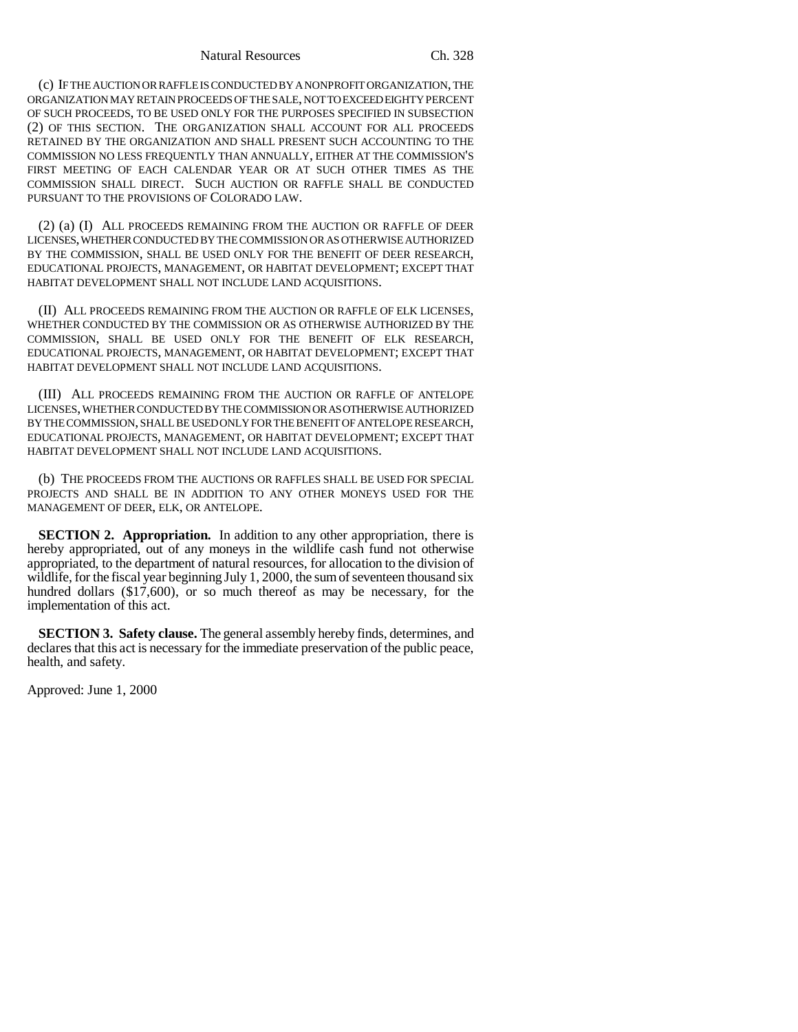(c) IF THE AUCTION OR RAFFLE IS CONDUCTED BY A NONPROFIT ORGANIZATION, THE ORGANIZATION MAY RETAIN PROCEEDS OF THE SALE, NOT TO EXCEED EIGHTY PERCENT OF SUCH PROCEEDS, TO BE USED ONLY FOR THE PURPOSES SPECIFIED IN SUBSECTION (2) OF THIS SECTION. THE ORGANIZATION SHALL ACCOUNT FOR ALL PROCEEDS RETAINED BY THE ORGANIZATION AND SHALL PRESENT SUCH ACCOUNTING TO THE COMMISSION NO LESS FREQUENTLY THAN ANNUALLY, EITHER AT THE COMMISSION'S FIRST MEETING OF EACH CALENDAR YEAR OR AT SUCH OTHER TIMES AS THE COMMISSION SHALL DIRECT. SUCH AUCTION OR RAFFLE SHALL BE CONDUCTED PURSUANT TO THE PROVISIONS OF COLORADO LAW.

(2) (a) (I) ALL PROCEEDS REMAINING FROM THE AUCTION OR RAFFLE OF DEER LICENSES, WHETHER CONDUCTED BY THE COMMISSION OR AS OTHERWISE AUTHORIZED BY THE COMMISSION, SHALL BE USED ONLY FOR THE BENEFIT OF DEER RESEARCH, EDUCATIONAL PROJECTS, MANAGEMENT, OR HABITAT DEVELOPMENT; EXCEPT THAT HABITAT DEVELOPMENT SHALL NOT INCLUDE LAND ACQUISITIONS.

(II) ALL PROCEEDS REMAINING FROM THE AUCTION OR RAFFLE OF ELK LICENSES, WHETHER CONDUCTED BY THE COMMISSION OR AS OTHERWISE AUTHORIZED BY THE COMMISSION, SHALL BE USED ONLY FOR THE BENEFIT OF ELK RESEARCH, EDUCATIONAL PROJECTS, MANAGEMENT, OR HABITAT DEVELOPMENT; EXCEPT THAT HABITAT DEVELOPMENT SHALL NOT INCLUDE LAND ACQUISITIONS.

(III) ALL PROCEEDS REMAINING FROM THE AUCTION OR RAFFLE OF ANTELOPE LICENSES, WHETHER CONDUCTED BY THE COMMISSION OR AS OTHERWISE AUTHORIZED BY THE COMMISSION, SHALL BE USED ONLY FOR THE BENEFIT OF ANTELOPE RESEARCH, EDUCATIONAL PROJECTS, MANAGEMENT, OR HABITAT DEVELOPMENT; EXCEPT THAT HABITAT DEVELOPMENT SHALL NOT INCLUDE LAND ACQUISITIONS.

(b) THE PROCEEDS FROM THE AUCTIONS OR RAFFLES SHALL BE USED FOR SPECIAL PROJECTS AND SHALL BE IN ADDITION TO ANY OTHER MONEYS USED FOR THE MANAGEMENT OF DEER, ELK, OR ANTELOPE.

**SECTION 2. Appropriation.** In addition to any other appropriation, there is hereby appropriated, out of any moneys in the wildlife cash fund not otherwise appropriated, to the department of natural resources, for allocation to the division of wildlife, for the fiscal year beginning July 1, 2000, the sum of seventeen thousand six hundred dollars ($17,600), or so much thereof as may be necessary, for the implementation of this act.

**SECTION 3. Safety clause.** The general assembly hereby finds, determines, and declares that this act is necessary for the immediate preservation of the public peace, health, and safety.

Approved: June 1, 2000